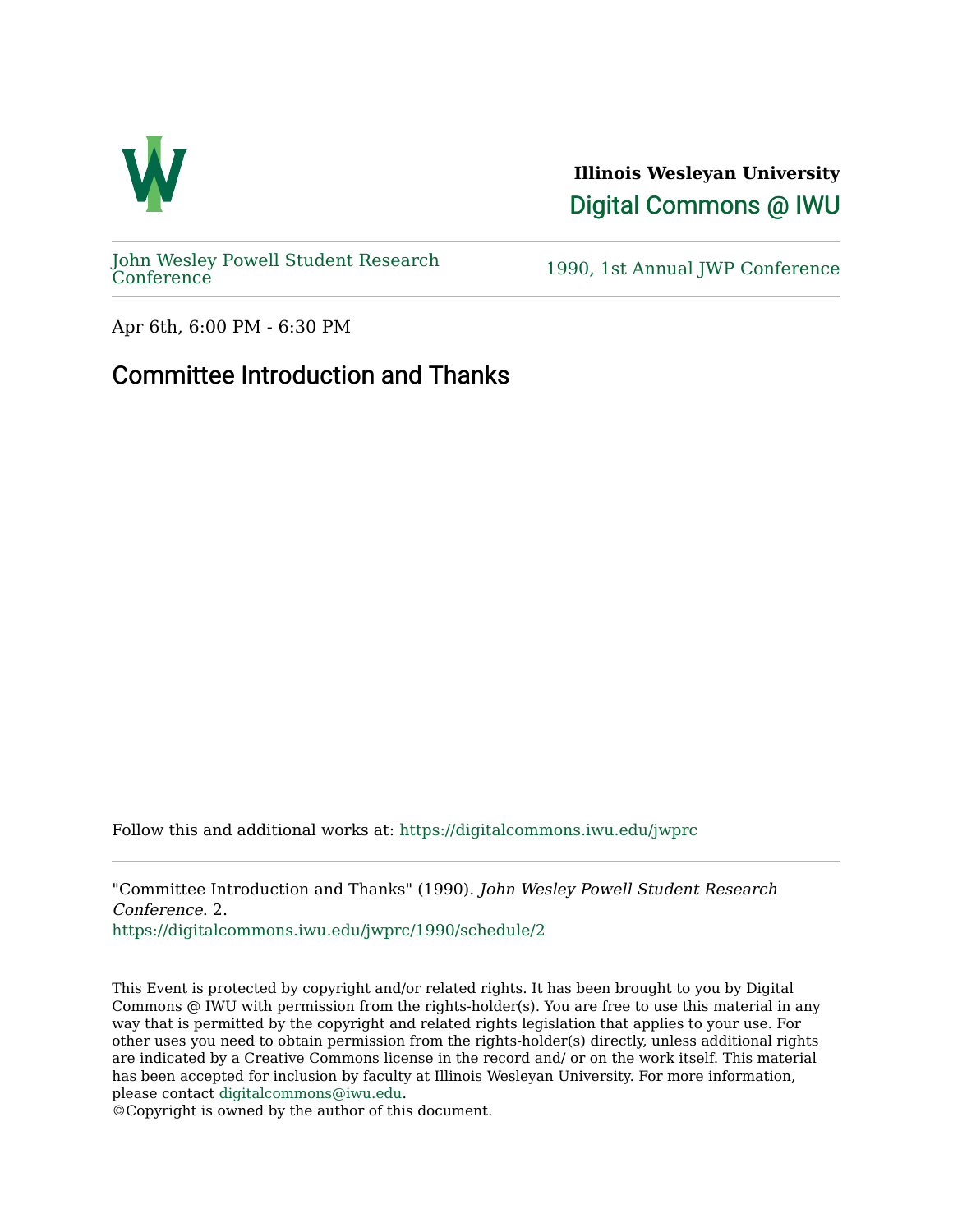**Illinois Wesleyan University**

Digital Commons @ IWU

John Wesley Powell Student Research Conference

1990, 1st Annual JWP Conference

Apr 6th, 6:00 PM - 6:30 PM

# Committee Introduction and Thanks

Follow this and additional works at: https://digitalcommons.iwu.edu/jwprc

"Committee Introduction and Thanks" (1990). *John Wesley Powell Student Research Conference*. 2.
https://digitalcommons.iwu.edu/jwprc/1990/schedule/2

This Event is protected by copyright and/or related rights. It has been brought to you by Digital Commons @ IWU with permission from the rights-holder(s). You are free to use this material in any way that is permitted by the copyright and related rights legislation that applies to your use. For other uses you need to obtain permission from the rights-holder(s) directly, unless additional rights are indicated by a Creative Commons license in the record and/ or on the work itself. This material has been accepted for inclusion by faculty at Illinois Wesleyan University. For more information, please contact digitalcommons@iwu.edu.
©Copyright is owned by the author of this document.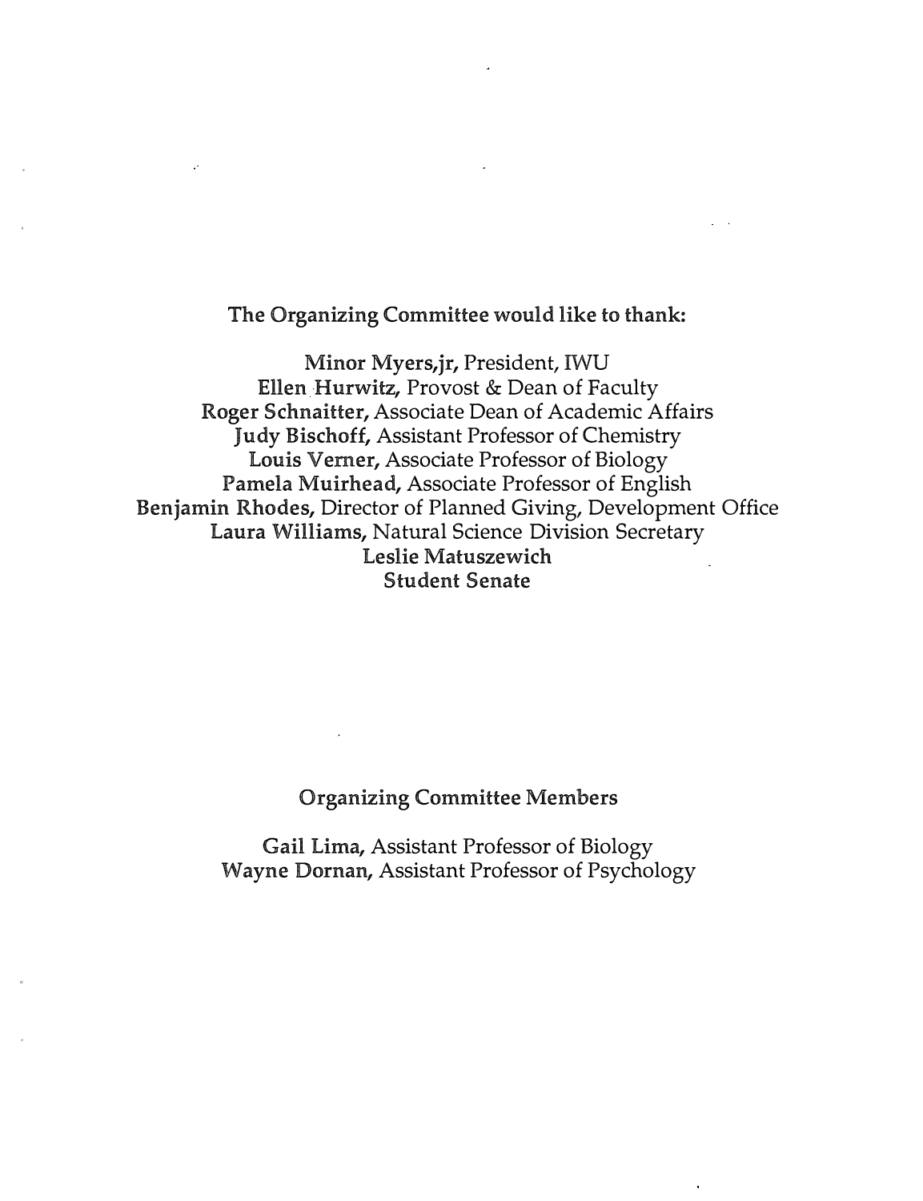The Organizing Committee would like to thank:

**Minor Myers,jr**, President, IWU
**Ellen Hurwitz**, Provost & Dean of Faculty
**Roger Schnaitter**, Associate Dean of Academic Affairs
**Judy Bischoff**, Assistant Professor of Chemistry
**Louis Verner**, Associate Professor of Biology
**Pamela Muirhead**, Associate Professor of English
**Benjamin Rhodes**, Director of Planned Giving, Development Office
**Laura Williams**, Natural Science Division Secretary
**Leslie Matuszewich**
**Student Senate**

## Organizing Committee Members

**Gail Lima**, Assistant Professor of Biology
**Wayne Dornan**, Assistant Professor of Psychology